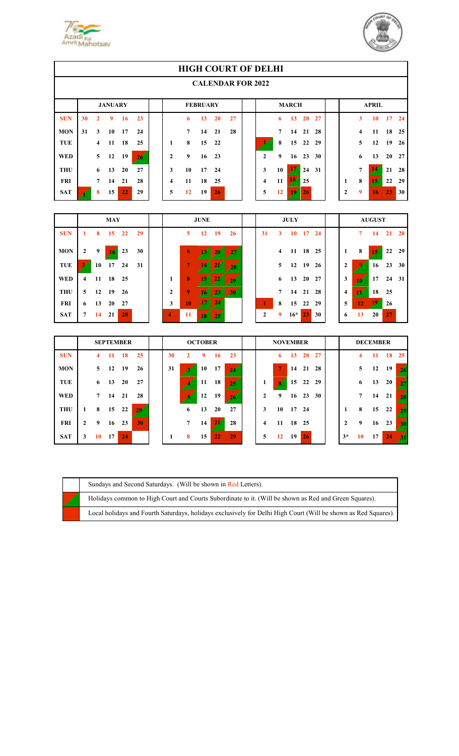# HIGH COURT OF DELHI

## CALENDAR FOR 2022

| | JANUARY | | | | | | FEBRUARY | | | | | MARCH | | | | | | APRIL | | | | |
|---|---|---|---|---|---|---|---|---|---|---|---|---|---|---|---|---|---|---|---|---|---|---|
| SUN | 30 | 2 | 9 | 16 | 23 | | 6 | 13 | 20 | 27 | | 6 | 13 | 20 | 27 | | | 3 | 10 | 17 | 24 |
| MON | 31 | 3 | 10 | 17 | 24 | | 7 | 14 | 21 | 28 | | 7 | 14 | 21 | 28 | | | 4 | 11 | 18 | 25 |
| TUE | | 4 | 11 | 18 | 25 | 1 | 8 | 15 | 22 | | 1 | 8 | 15 | 22 | 29 | | | 5 | 12 | 19 | 26 |
| WED | | 5 | 12 | 19 | 26 | 2 | 9 | 16 | 23 | | 2 | 9 | 16 | 23 | 30 | | | 6 | 13 | 20 | 27 |
| THU | | 6 | 13 | 20 | 27 | 3 | 10 | 17 | 24 | | 3 | 10 | 17 | 24 | 31 | | | 7 | 14 | 21 | 28 |
| FRI | | 7 | 14 | 21 | 28 | 4 | 11 | 18 | 25 | | 4 | 11 | 18 | 25 | | | 1 | 8 | 15 | 22 | 29 |
| SAT | 1 | 8 | 15 | 22 | 29 | 5 | 12 | 19 | 26 | | 5 | 12 | 19 | 26 | | | 2 | 9 | 16 | 23 | 30 |

| | MAY | | | | | | JUNE | | | | | JULY | | | | | | AUGUST | | | | |
|---|---|---|---|---|---|---|---|---|---|---|---|---|---|---|---|---|---|---|---|---|---|---|
| SUN | 1 | 8 | 15 | 22 | 29 | | 5 | 12 | 19 | 26 | 31 | 3 | 10 | 17 | 24 | | | 7 | 14 | 21 | 28 |
| MON | 2 | 9 | 16 | 23 | 30 | | 6 | 13 | 20 | 27 | | 4 | 11 | 18 | 25 | | 1 | 8 | 15 | 22 | 29 |
| TUE | 3 | 10 | 17 | 24 | 31 | | 7 | 14 | 21 | 28 | | 5 | 12 | 19 | 26 | | 2 | 9 | 16 | 23 | 30 |
| WED | 4 | 11 | 18 | 25 | | 1 | 8 | 15 | 22 | 29 | | 6 | 13 | 20 | 27 | | 3 | 10 | 17 | 24 | 31 |
| THU | 5 | 12 | 19 | 26 | | 2 | 9 | 16 | 23 | 30 | | 7 | 14 | 21 | 28 | | 4 | 11 | 18 | 25 | |
| FRI | 6 | 13 | 20 | 27 | | 3 | 10 | 17 | 24 | | 1 | 8 | 15 | 22 | 29 | | 5 | 12 | 19 | 26 | |
| SAT | 7 | 14 | 21 | 28 | | 4 | 11 | 18 | 25 | | 2 | 9 | 16* | 23 | 30 | | 6 | 13 | 20 | 27 | |

| | SEPTEMBER | | | | | | OCTOBER | | | | | NOVEMBER | | | | | | DECEMBER | | | | |
|---|---|---|---|---|---|---|---|---|---|---|---|---|---|---|---|---|---|---|---|---|---|---|
| SUN | | 4 | 11 | 18 | 25 | 30 | 2 | 9 | 16 | 23 | | 6 | 13 | 20 | 27 | | | 4 | 11 | 18 | 25 |
| MON | | 5 | 12 | 19 | 26 | 31 | 3 | 10 | 17 | 24 | | 7 | 14 | 21 | 28 | | | 5 | 12 | 19 | 26 |
| TUE | | 6 | 13 | 20 | 27 | | 4 | 11 | 18 | 25 | 1 | 8 | 15 | 22 | 29 | | | 6 | 13 | 20 | 27 |
| WED | | 7 | 14 | 21 | 28 | | 5 | 12 | 19 | 26 | 2 | 9 | 16 | 23 | 30 | | | 7 | 14 | 21 | 28 |
| THU | 1 | 8 | 15 | 22 | 29 | | 6 | 13 | 20 | 27 | 3 | 10 | 17 | 24 | | | 1 | 8 | 15 | 22 | 29 |
| FRI | 2 | 9 | 16 | 23 | 30 | | 7 | 14 | 21 | 28 | 4 | 11 | 18 | 25 | | | 2 | 9 | 16 | 23 | 30 |
| SAT | 3 | 10 | 17 | 24 | | 1 | 8 | 15 | 22 | 29 | 5 | 12 | 19 | 26 | | | 3* | 10 | 17 | 24 | 31 |

| | |
|---|---|
| | Sundays and Second Saturdays. (Will be shown in Red Letters). |
| | Holidays common to High Court and Courts Subordinate to it. (Will be shown as Red and Green Squares). |
| | Local holidays and Fourth Saturdays, holidays exclusively for Delhi High Court (Will be shown as Red Squares). |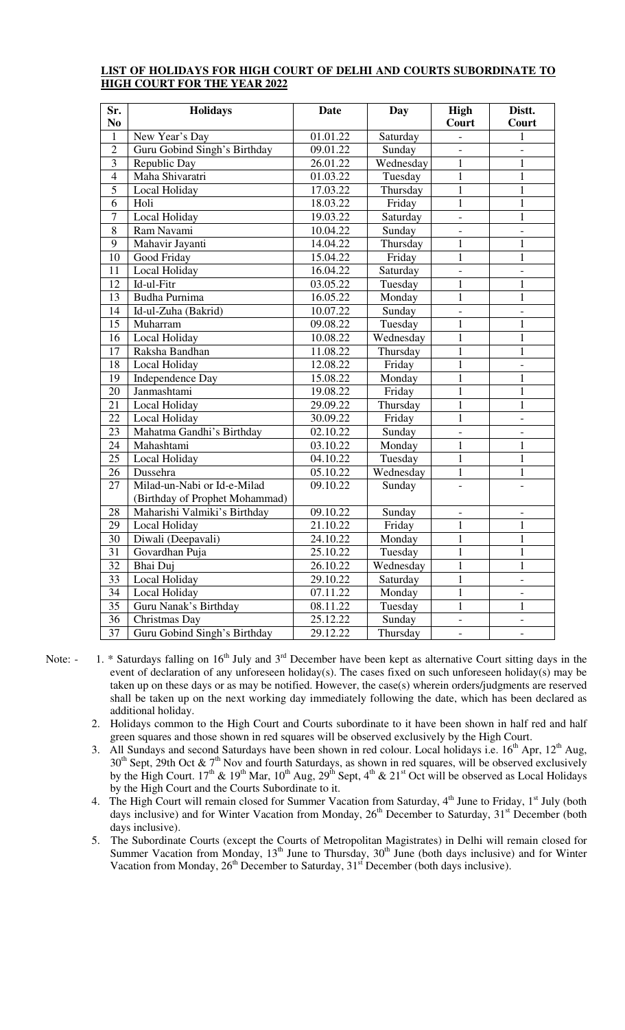**LIST OF HOLIDAYS FOR HIGH COURT OF DELHI AND COURTS SUBORDINATE TO HIGH COURT FOR THE YEAR 2022**

| Sr. No | Holidays | Date | Day | High Court | Distt. Court |
|---|---|---|---|---|---|
| 1 | New Year's Day | 01.01.22 | Saturday | - | 1 |
| 2 | Guru Gobind Singh's Birthday | 09.01.22 | Sunday | - | - |
| 3 | Republic Day | 26.01.22 | Wednesday | 1 | 1 |
| 4 | Maha Shivaratri | 01.03.22 | Tuesday | 1 | 1 |
| 5 | Local Holiday | 17.03.22 | Thursday | 1 | 1 |
| 6 | Holi | 18.03.22 | Friday | 1 | 1 |
| 7 | Local Holiday | 19.03.22 | Saturday | - | 1 |
| 8 | Ram Navami | 10.04.22 | Sunday | - | - |
| 9 | Mahavir Jayanti | 14.04.22 | Thursday | 1 | 1 |
| 10 | Good Friday | 15.04.22 | Friday | 1 | 1 |
| 11 | Local Holiday | 16.04.22 | Saturday | - | - |
| 12 | Id-ul-Fitr | 03.05.22 | Tuesday | 1 | 1 |
| 13 | Budha Purnima | 16.05.22 | Monday | 1 | 1 |
| 14 | Id-ul-Zuha (Bakrid) | 10.07.22 | Sunday | - | - |
| 15 | Muharram | 09.08.22 | Tuesday | 1 | 1 |
| 16 | Local Holiday | 10.08.22 | Wednesday | 1 | 1 |
| 17 | Raksha Bandhan | 11.08.22 | Thursday | 1 | 1 |
| 18 | Local Holiday | 12.08.22 | Friday | 1 | - |
| 19 | Independence Day | 15.08.22 | Monday | 1 | 1 |
| 20 | Janmashtami | 19.08.22 | Friday | 1 | 1 |
| 21 | Local Holiday | 29.09.22 | Thursday | 1 | 1 |
| 22 | Local Holiday | 30.09.22 | Friday | 1 | - |
| 23 | Mahatma Gandhi's Birthday | 02.10.22 | Sunday | - | - |
| 24 | Mahashtami | 03.10.22 | Monday | 1 | 1 |
| 25 | Local Holiday | 04.10.22 | Tuesday | 1 | 1 |
| 26 | Dussehra | 05.10.22 | Wednesday | 1 | 1 |
| 27 | Milad-un-Nabi or Id-e-Milad (Birthday of Prophet Mohammad) | 09.10.22 | Sunday | - | - |
| 28 | Maharishi Valmiki's Birthday | 09.10.22 | Sunday | - | - |
| 29 | Local Holiday | 21.10.22 | Friday | 1 | 1 |
| 30 | Diwali (Deepavali) | 24.10.22 | Monday | 1 | 1 |
| 31 | Govardhan Puja | 25.10.22 | Tuesday | 1 | 1 |
| 32 | Bhai Duj | 26.10.22 | Wednesday | 1 | 1 |
| 33 | Local Holiday | 29.10.22 | Saturday | 1 | - |
| 34 | Local Holiday | 07.11.22 | Monday | 1 | - |
| 35 | Guru Nanak's Birthday | 08.11.22 | Tuesday | 1 | 1 |
| 36 | Christmas Day | 25.12.22 | Sunday | - | - |
| 37 | Guru Gobind Singh's Birthday | 29.12.22 | Thursday | - | - |

Note: -

1. * Saturdays falling on 16th July and 3rd December have been kept as alternative Court sitting days in the event of declaration of any unforeseen holiday(s). The cases fixed on such unforeseen holiday(s) may be taken up on these days or as may be notified. However, the case(s) wherein orders/judgments are reserved shall be taken up on the next working day immediately following the date, which has been declared as additional holiday.
2. Holidays common to the High Court and Courts subordinate to it have been shown in half red and half green squares and those shown in red squares will be observed exclusively by the High Court.
3. All Sundays and second Saturdays have been shown in red colour. Local holidays i.e. 16th Apr, 12th Aug, 30th Sept, 29th Oct & 7th Nov and fourth Saturdays, as shown in red squares, will be observed exclusively by the High Court. 17th & 19th Mar, 10th Aug, 29th Sept, 4th & 21st Oct will be observed as Local Holidays by the High Court and the Courts Subordinate to it.
4. The High Court will remain closed for Summer Vacation from Saturday, 4th June to Friday, 1st July (both days inclusive) and for Winter Vacation from Monday, 26th December to Saturday, 31st December (both days inclusive).
5. The Subordinate Courts (except the Courts of Metropolitan Magistrates) in Delhi will remain closed for Summer Vacation from Monday, 13th June to Thursday, 30th June (both days inclusive) and for Winter Vacation from Monday, 26th December to Saturday, 31st December (both days inclusive).